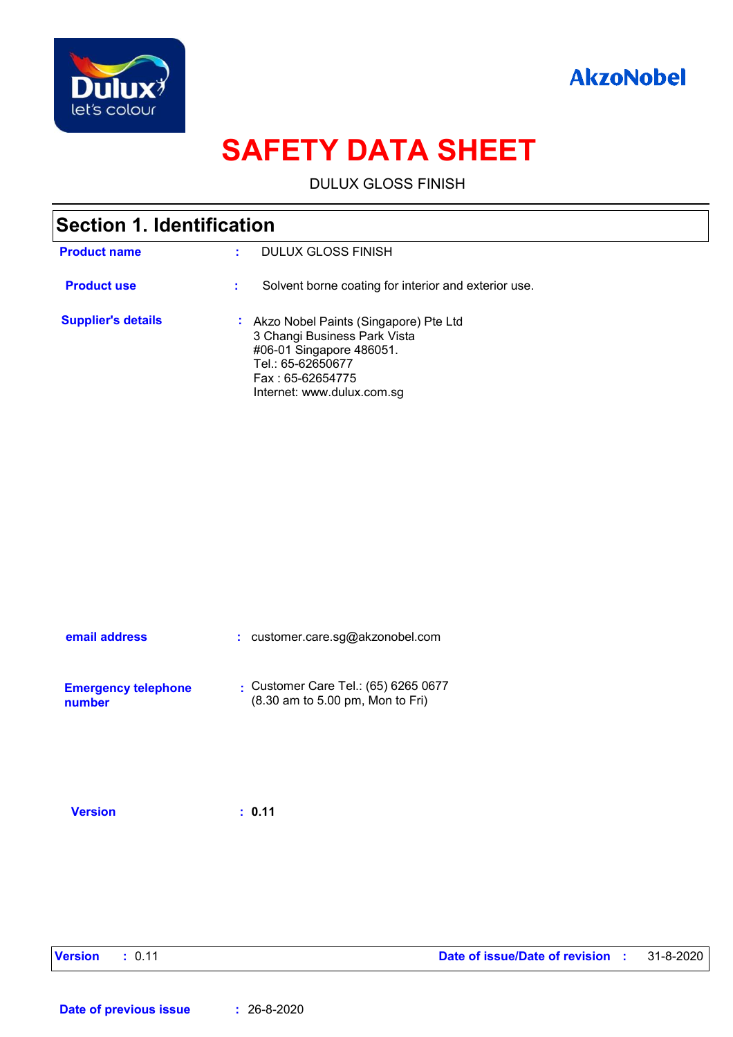# SAFETY DATA SHEET

DULUX GLOSS FINISH

## Section 1. Identification

| | | |
|---|---|---|
| **Product name** | : | DULUX GLOSS FINISH |
| **Product use** | : | Solvent borne coating for interior and exterior use. |
| **Supplier's details** | : | Akzo Nobel Paints (Singapore) Pte Ltd<br>3 Changi Business Park Vista<br>#06-01 Singapore 486051.<br>Tel.: 65-62650677<br>Fax : 65-62654775<br>Internet: www.dulux.com.sg |
| **email address** | : | customer.care.sg@akzonobel.com |
| **Emergency telephone number** | : | Customer Care Tel.: (65) 6265 0677<br>(8.30 am to 5.00 pm, Mon to Fri) |
| **Version** | : | **0.11** |

**Version** : 0.11 **Date of issue/Date of revision** : 31-8-2020

**Date of previous issue** : 26-8-2020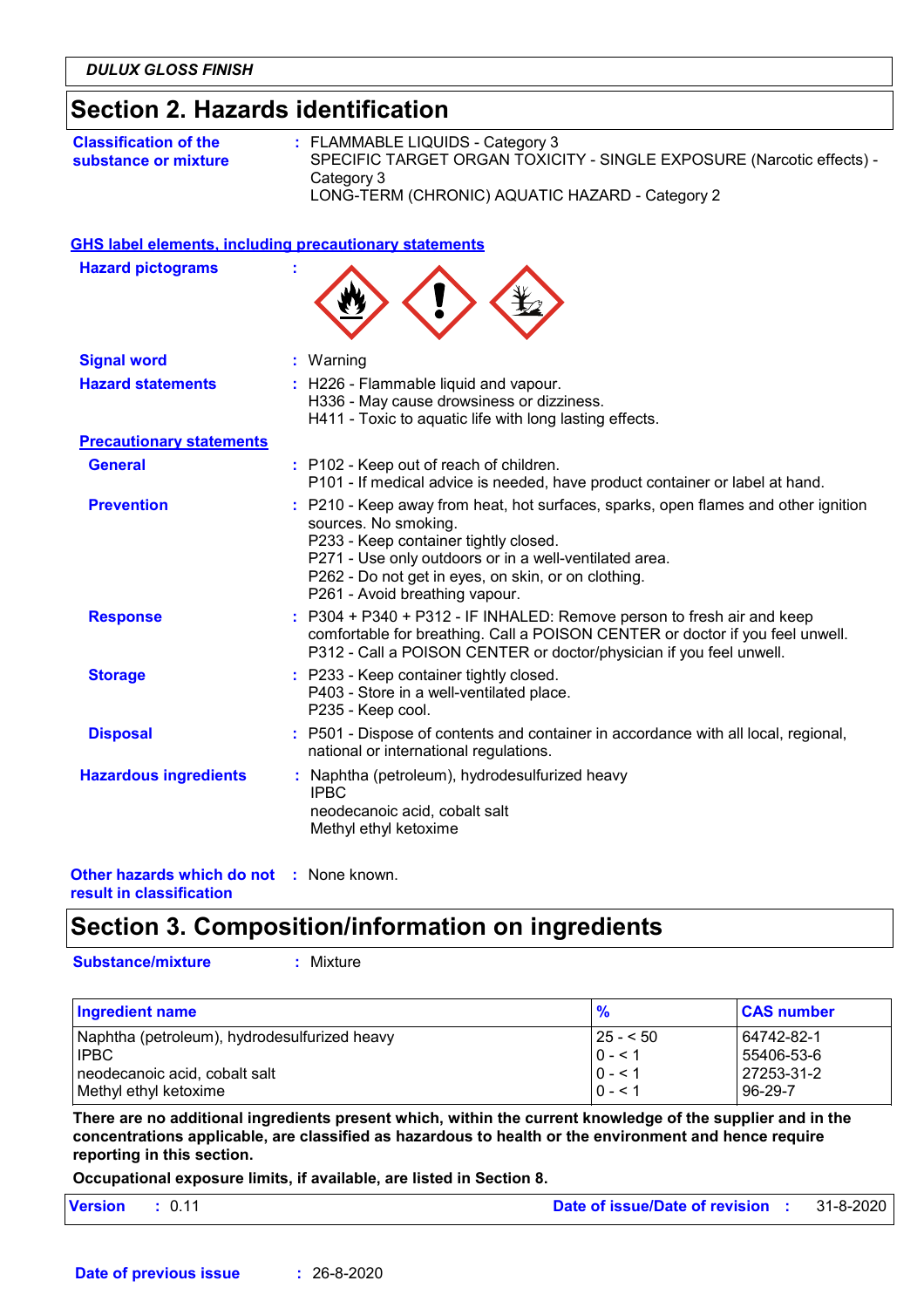## Section 2. Hazards identification

**Classification of the substance or mixture** : FLAMMABLE LIQUIDS - Category 3
SPECIFIC TARGET ORGAN TOXICITY - SINGLE EXPOSURE (Narcotic effects) - Category 3
LONG-TERM (CHRONIC) AQUATIC HAZARD - Category 2

**GHS label elements, including precautionary statements**

**Hazard pictograms** :

**Signal word** : Warning

**Hazard statements** : H226 - Flammable liquid and vapour.
H336 - May cause drowsiness or dizziness.
H411 - Toxic to aquatic life with long lasting effects.

**Precautionary statements**

**General** : P102 - Keep out of reach of children.
P101 - If medical advice is needed, have product container or label at hand.

**Prevention** : P210 - Keep away from heat, hot surfaces, sparks, open flames and other ignition sources. No smoking.
P233 - Keep container tightly closed.
P271 - Use only outdoors or in a well-ventilated area.
P262 - Do not get in eyes, on skin, or on clothing.
P261 - Avoid breathing vapour.

**Response** : P304 + P340 + P312 - IF INHALED: Remove person to fresh air and keep comfortable for breathing. Call a POISON CENTER or doctor if you feel unwell.
P312 - Call a POISON CENTER or doctor/physician if you feel unwell.

**Storage** : P233 - Keep container tightly closed.
P403 - Store in a well-ventilated place.
P235 - Keep cool.

**Disposal** : P501 - Dispose of contents and container in accordance with all local, regional, national or international regulations.

**Hazardous ingredients** : Naphtha (petroleum), hydrodesulfurized heavy
IPBC
neodecanoic acid, cobalt salt
Methyl ethyl ketoxime

**Other hazards which do not result in classification** : None known.

## Section 3. Composition/information on ingredients

**Substance/mixture** : Mixture

| Ingredient name | % | CAS number |
|---|---|---|
| Naphtha (petroleum), hydrodesulfurized heavy | 25 - < 50 | 64742-82-1 |
| IPBC | 0 - < 1 | 55406-53-6 |
| neodecanoic acid, cobalt salt | 0 - < 1 | 27253-31-2 |
| Methyl ethyl ketoxime | 0 - < 1 | 96-29-7 |

**There are no additional ingredients present which, within the current knowledge of the supplier and in the concentrations applicable, are classified as hazardous to health or the environment and hence require reporting in this section.**

**Occupational exposure limits, if available, are listed in Section 8.**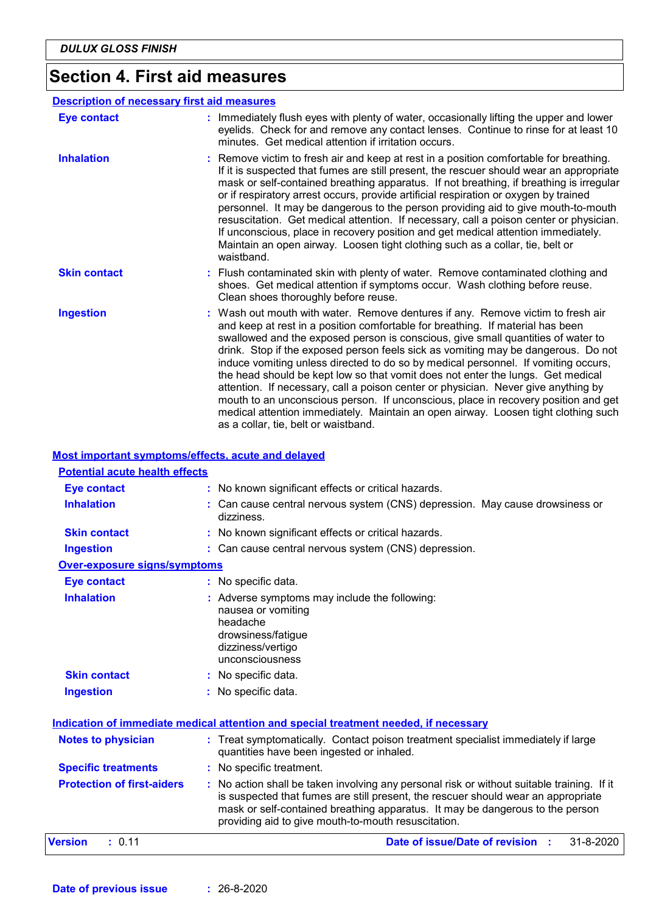# Section 4. First aid measures

## Description of necessary first aid measures

**Eye contact** : Immediately flush eyes with plenty of water, occasionally lifting the upper and lower eyelids. Check for and remove any contact lenses. Continue to rinse for at least 10 minutes. Get medical attention if irritation occurs.

**Inhalation** : Remove victim to fresh air and keep at rest in a position comfortable for breathing. If it is suspected that fumes are still present, the rescuer should wear an appropriate mask or self-contained breathing apparatus. If not breathing, if breathing is irregular or if respiratory arrest occurs, provide artificial respiration or oxygen by trained personnel. It may be dangerous to the person providing aid to give mouth-to-mouth resuscitation. Get medical attention. If necessary, call a poison center or physician. If unconscious, place in recovery position and get medical attention immediately. Maintain an open airway. Loosen tight clothing such as a collar, tie, belt or waistband.

**Skin contact** : Flush contaminated skin with plenty of water. Remove contaminated clothing and shoes. Get medical attention if symptoms occur. Wash clothing before reuse. Clean shoes thoroughly before reuse.

**Ingestion** : Wash out mouth with water. Remove dentures if any. Remove victim to fresh air and keep at rest in a position comfortable for breathing. If material has been swallowed and the exposed person is conscious, give small quantities of water to drink. Stop if the exposed person feels sick as vomiting may be dangerous. Do not induce vomiting unless directed to do so by medical personnel. If vomiting occurs, the head should be kept low so that vomit does not enter the lungs. Get medical attention. If necessary, call a poison center or physician. Never give anything by mouth to an unconscious person. If unconscious, place in recovery position and get medical attention immediately. Maintain an open airway. Loosen tight clothing such as a collar, tie, belt or waistband.

## Most important symptoms/effects, acute and delayed

### Potential acute health effects

**Eye contact** : No known significant effects or critical hazards.

**Inhalation** : Can cause central nervous system (CNS) depression. May cause drowsiness or dizziness.

**Skin contact** : No known significant effects or critical hazards.

**Ingestion** : Can cause central nervous system (CNS) depression.

### Over-exposure signs/symptoms

**Eye contact** : No specific data.

**Inhalation** : Adverse symptoms may include the following:
nausea or vomiting
headache
drowsiness/fatigue
dizziness/vertigo
unconsciousness

**Skin contact** : No specific data.

**Ingestion** : No specific data.

## Indication of immediate medical attention and special treatment needed, if necessary

**Notes to physician** : Treat symptomatically. Contact poison treatment specialist immediately if large quantities have been ingested or inhaled.

**Specific treatments** : No specific treatment.

**Protection of first-aiders** : No action shall be taken involving any personal risk or without suitable training. If it is suspected that fumes are still present, the rescuer should wear an appropriate mask or self-contained breathing apparatus. It may be dangerous to the person providing aid to give mouth-to-mouth resuscitation.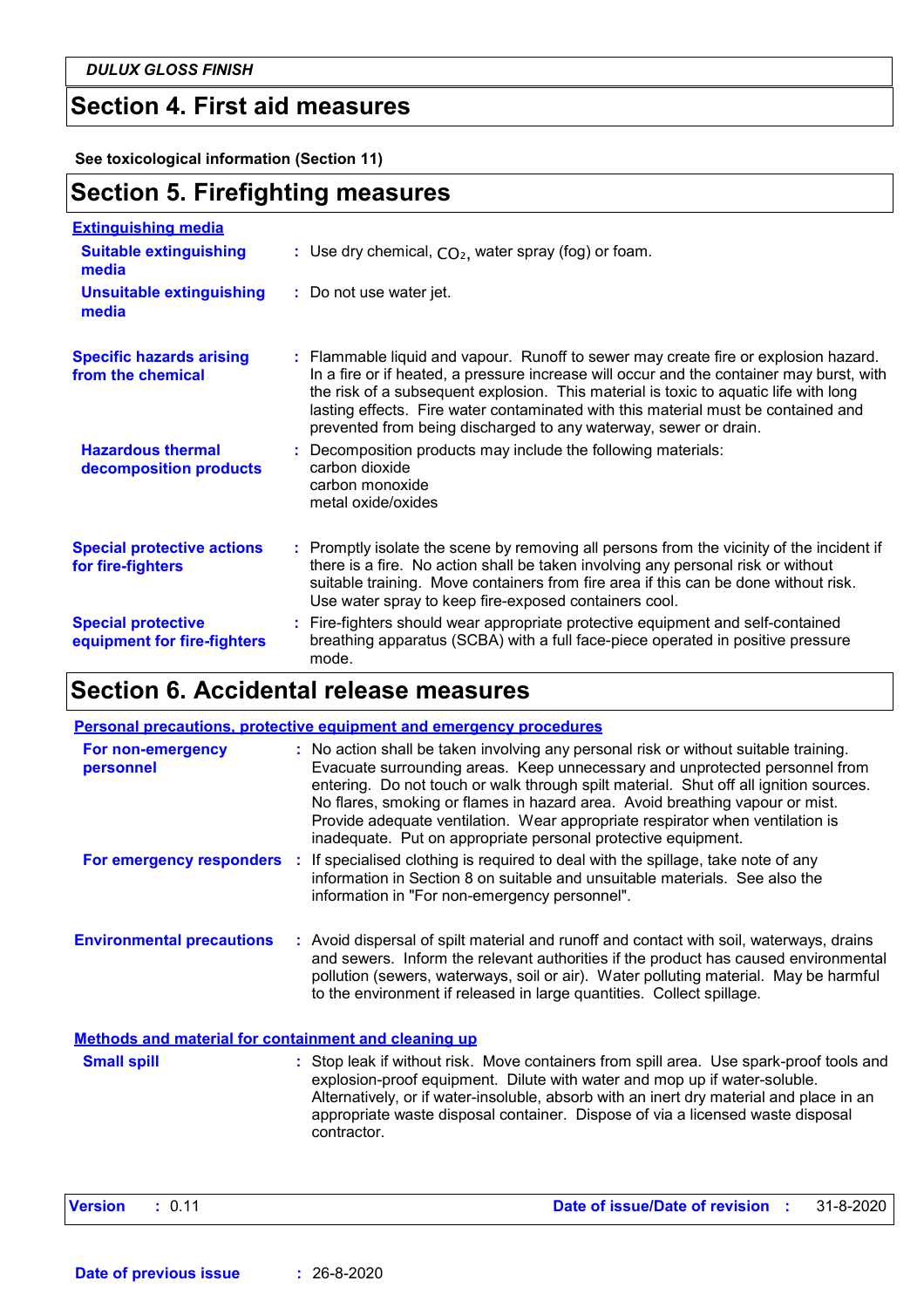## Section 4. First aid measures

**See toxicological information (Section 11)**

## Section 5. Firefighting measures

### Extinguishing media

**Suitable extinguishing media** : Use dry chemical, $CO_2$, water spray (fog) or foam.

**Unsuitable extinguishing media** : Do not use water jet.

**Specific hazards arising from the chemical** : Flammable liquid and vapour. Runoff to sewer may create fire or explosion hazard. In a fire or if heated, a pressure increase will occur and the container may burst, with the risk of a subsequent explosion. This material is toxic to aquatic life with long lasting effects. Fire water contaminated with this material must be contained and prevented from being discharged to any waterway, sewer or drain.

**Hazardous thermal decomposition products** : Decomposition products may include the following materials:
carbon dioxide
carbon monoxide
metal oxide/oxides

**Special protective actions for fire-fighters** : Promptly isolate the scene by removing all persons from the vicinity of the incident if there is a fire. No action shall be taken involving any personal risk or without suitable training. Move containers from fire area if this can be done without risk. Use water spray to keep fire-exposed containers cool.

**Special protective equipment for fire-fighters** : Fire-fighters should wear appropriate protective equipment and self-contained breathing apparatus (SCBA) with a full face-piece operated in positive pressure mode.

## Section 6. Accidental release measures

### Personal precautions, protective equipment and emergency procedures

**For non-emergency personnel** : No action shall be taken involving any personal risk or without suitable training. Evacuate surrounding areas. Keep unnecessary and unprotected personnel from entering. Do not touch or walk through spilt material. Shut off all ignition sources. No flares, smoking or flames in hazard area. Avoid breathing vapour or mist. Provide adequate ventilation. Wear appropriate respirator when ventilation is inadequate. Put on appropriate personal protective equipment.

**For emergency responders** : If specialised clothing is required to deal with the spillage, take note of any information in Section 8 on suitable and unsuitable materials. See also the information in "For non-emergency personnel".

**Environmental precautions** : Avoid dispersal of spilt material and runoff and contact with soil, waterways, drains and sewers. Inform the relevant authorities if the product has caused environmental pollution (sewers, waterways, soil or air). Water polluting material. May be harmful to the environment if released in large quantities. Collect spillage.

### Methods and material for containment and cleaning up

**Small spill** : Stop leak if without risk. Move containers from spill area. Use spark-proof tools and explosion-proof equipment. Dilute with water and mop up if water-soluble. Alternatively, or if water-insoluble, absorb with an inert dry material and place in an appropriate waste disposal container. Dispose of via a licensed waste disposal contractor.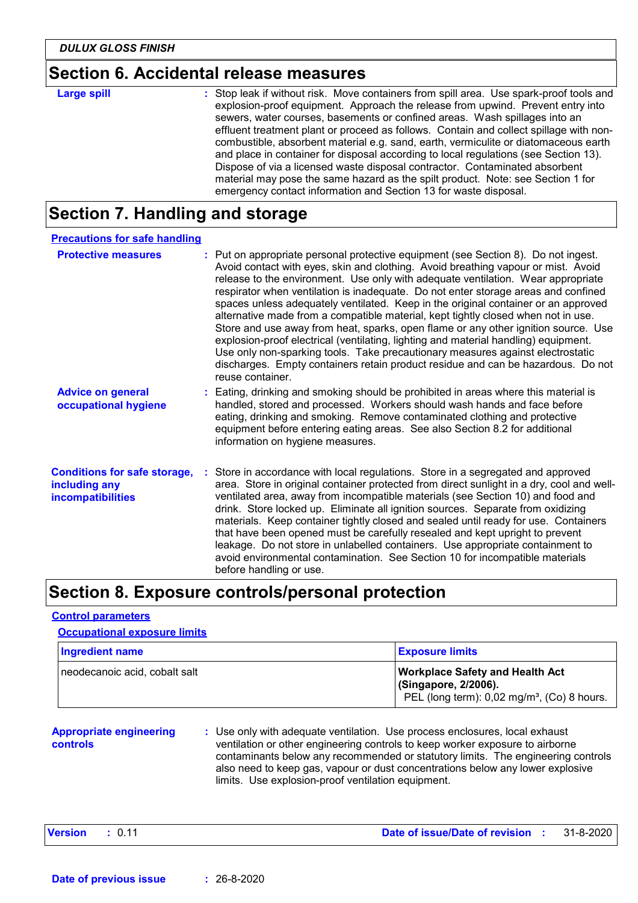## Section 6. Accidental release measures

**Large spill** : Stop leak if without risk. Move containers from spill area. Use spark-proof tools and explosion-proof equipment. Approach the release from upwind. Prevent entry into sewers, water courses, basements or confined areas. Wash spillages into an effluent treatment plant or proceed as follows. Contain and collect spillage with non-combustible, absorbent material e.g. sand, earth, vermiculite or diatomaceous earth and place in container for disposal according to local regulations (see Section 13). Dispose of via a licensed waste disposal contractor. Contaminated absorbent material may pose the same hazard as the spilt product. Note: see Section 1 for emergency contact information and Section 13 for waste disposal.

## Section 7. Handling and storage

### Precautions for safe handling

**Protective measures** : Put on appropriate personal protective equipment (see Section 8). Do not ingest. Avoid contact with eyes, skin and clothing. Avoid breathing vapour or mist. Avoid release to the environment. Use only with adequate ventilation. Wear appropriate respirator when ventilation is inadequate. Do not enter storage areas and confined spaces unless adequately ventilated. Keep in the original container or an approved alternative made from a compatible material, kept tightly closed when not in use. Store and use away from heat, sparks, open flame or any other ignition source. Use explosion-proof electrical (ventilating, lighting and material handling) equipment. Use only non-sparking tools. Take precautionary measures against electrostatic discharges. Empty containers retain product residue and can be hazardous. Do not reuse container.

**Advice on general occupational hygiene** : Eating, drinking and smoking should be prohibited in areas where this material is handled, stored and processed. Workers should wash hands and face before eating, drinking and smoking. Remove contaminated clothing and protective equipment before entering eating areas. See also Section 8.2 for additional information on hygiene measures.

**Conditions for safe storage, including any incompatibilities** : Store in accordance with local regulations. Store in a segregated and approved area. Store in original container protected from direct sunlight in a dry, cool and well-ventilated area, away from incompatible materials (see Section 10) and food and drink. Store locked up. Eliminate all ignition sources. Separate from oxidizing materials. Keep container tightly closed and sealed until ready for use. Containers that have been opened must be carefully resealed and kept upright to prevent leakage. Do not store in unlabelled containers. Use appropriate containment to avoid environmental contamination. See Section 10 for incompatible materials before handling or use.

## Section 8. Exposure controls/personal protection

### Control parameters

#### Occupational exposure limits

| Ingredient name | Exposure limits |
|---|---|
| neodecanoic acid, cobalt salt | **Workplace Safety and Health Act (Singapore, 2/2006).** PEL (long term): 0,02 mg/m³, (Co) 8 hours. |

**Appropriate engineering controls** : Use only with adequate ventilation. Use process enclosures, local exhaust ventilation or other engineering controls to keep worker exposure to airborne contaminants below any recommended or statutory limits. The engineering controls also need to keep gas, vapour or dust concentrations below any lower explosive limits. Use explosion-proof ventilation equipment.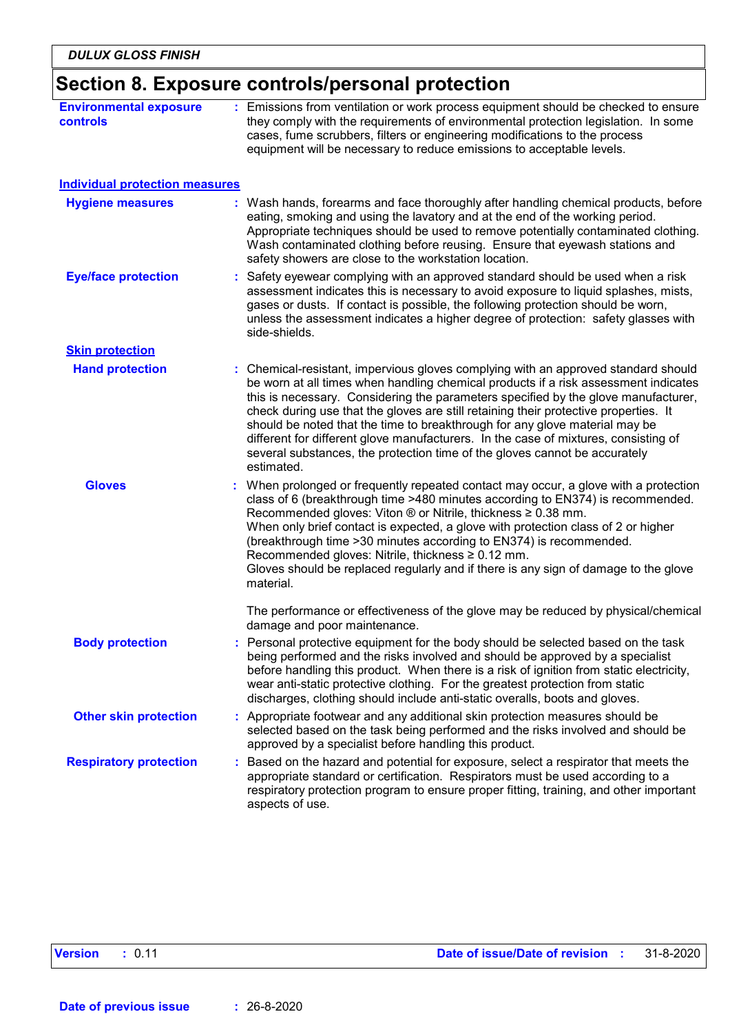## Section 8. Exposure controls/personal protection

**Environmental exposure controls** : Emissions from ventilation or work process equipment should be checked to ensure they comply with the requirements of environmental protection legislation. In some cases, fume scrubbers, filters or engineering modifications to the process equipment will be necessary to reduce emissions to acceptable levels.

### Individual protection measures

**Hygiene measures** : Wash hands, forearms and face thoroughly after handling chemical products, before eating, smoking and using the lavatory and at the end of the working period. Appropriate techniques should be used to remove potentially contaminated clothing. Wash contaminated clothing before reusing. Ensure that eyewash stations and safety showers are close to the workstation location.

**Eye/face protection** : Safety eyewear complying with an approved standard should be used when a risk assessment indicates this is necessary to avoid exposure to liquid splashes, mists, gases or dusts. If contact is possible, the following protection should be worn, unless the assessment indicates a higher degree of protection: safety glasses with side-shields.

#### Skin protection

**Hand protection** : Chemical-resistant, impervious gloves complying with an approved standard should be worn at all times when handling chemical products if a risk assessment indicates this is necessary. Considering the parameters specified by the glove manufacturer, check during use that the gloves are still retaining their protective properties. It should be noted that the time to breakthrough for any glove material may be different for different glove manufacturers. In the case of mixtures, consisting of several substances, the protection time of the gloves cannot be accurately estimated.

**Gloves** : When prolonged or frequently repeated contact may occur, a glove with a protection class of 6 (breakthrough time >480 minutes according to EN374) is recommended. Recommended gloves: Viton ® or Nitrile, thickness ≥ 0.38 mm.
When only brief contact is expected, a glove with protection class of 2 or higher (breakthrough time >30 minutes according to EN374) is recommended. Recommended gloves: Nitrile, thickness ≥ 0.12 mm.
Gloves should be replaced regularly and if there is any sign of damage to the glove material.

The performance or effectiveness of the glove may be reduced by physical/chemical damage and poor maintenance.

**Body protection** : Personal protective equipment for the body should be selected based on the task being performed and the risks involved and should be approved by a specialist before handling this product. When there is a risk of ignition from static electricity, wear anti-static protective clothing. For the greatest protection from static discharges, clothing should include anti-static overalls, boots and gloves.

**Other skin protection** : Appropriate footwear and any additional skin protection measures should be selected based on the task being performed and the risks involved and should be approved by a specialist before handling this product.

**Respiratory protection** : Based on the hazard and potential for exposure, select a respirator that meets the appropriate standard or certification. Respirators must be used according to a respiratory protection program to ensure proper fitting, training, and other important aspects of use.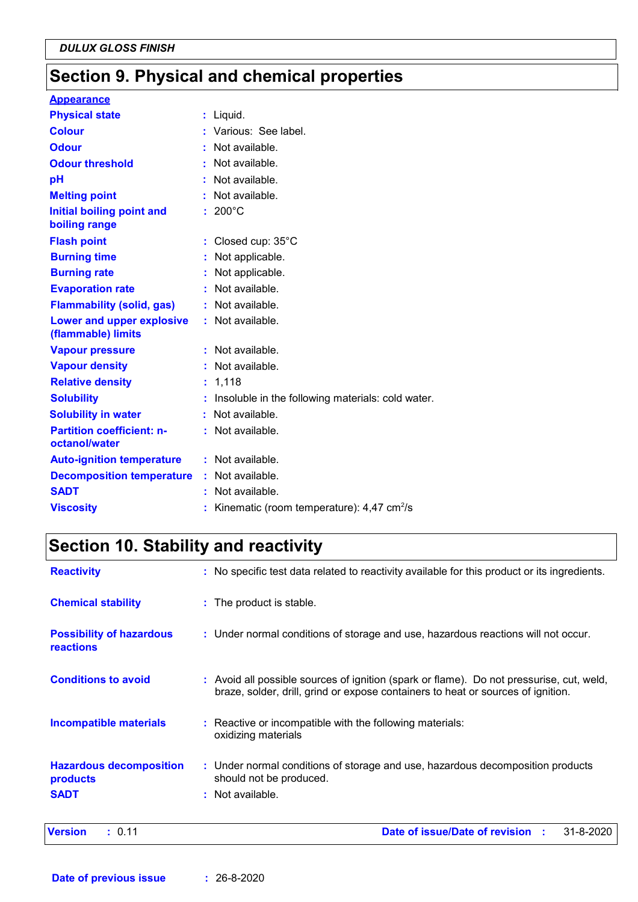## Section 9. Physical and chemical properties

**Appearance**

| | |
|---|---|
| **Physical state** | : Liquid. |
| **Colour** | : Various: See label. |
| **Odour** | : Not available. |
| **Odour threshold** | : Not available. |
| **pH** | : Not available. |
| **Melting point** | : Not available. |
| **Initial boiling point and boiling range** | : 200°C |
| **Flash point** | : Closed cup: 35°C |
| **Burning time** | : Not applicable. |
| **Burning rate** | : Not applicable. |
| **Evaporation rate** | : Not available. |
| **Flammability (solid, gas)** | : Not available. |
| **Lower and upper explosive (flammable) limits** | : Not available. |
| **Vapour pressure** | : Not available. |
| **Vapour density** | : Not available. |
| **Relative density** | : 1,118 |
| **Solubility** | : Insoluble in the following materials: cold water. |
| **Solubility in water** | : Not available. |
| **Partition coefficient: n-octanol/water** | : Not available. |
| **Auto-ignition temperature** | : Not available. |
| **Decomposition temperature** | : Not available. |
| **SADT** | : Not available. |
| **Viscosity** | : Kinematic (room temperature): 4,47 $cm^2/s$ |

## Section 10. Stability and reactivity

| | |
|---|---|
| **Reactivity** | : No specific test data related to reactivity available for this product or its ingredients. |
| **Chemical stability** | : The product is stable. |
| **Possibility of hazardous reactions** | : Under normal conditions of storage and use, hazardous reactions will not occur. |
| **Conditions to avoid** | : Avoid all possible sources of ignition (spark or flame). Do not pressurise, cut, weld, braze, solder, drill, grind or expose containers to heat or sources of ignition. |
| **Incompatible materials** | : Reactive or incompatible with the following materials: oxidizing materials |
| **Hazardous decomposition products** | : Under normal conditions of storage and use, hazardous decomposition products should not be produced. |
| **SADT** | : Not available. |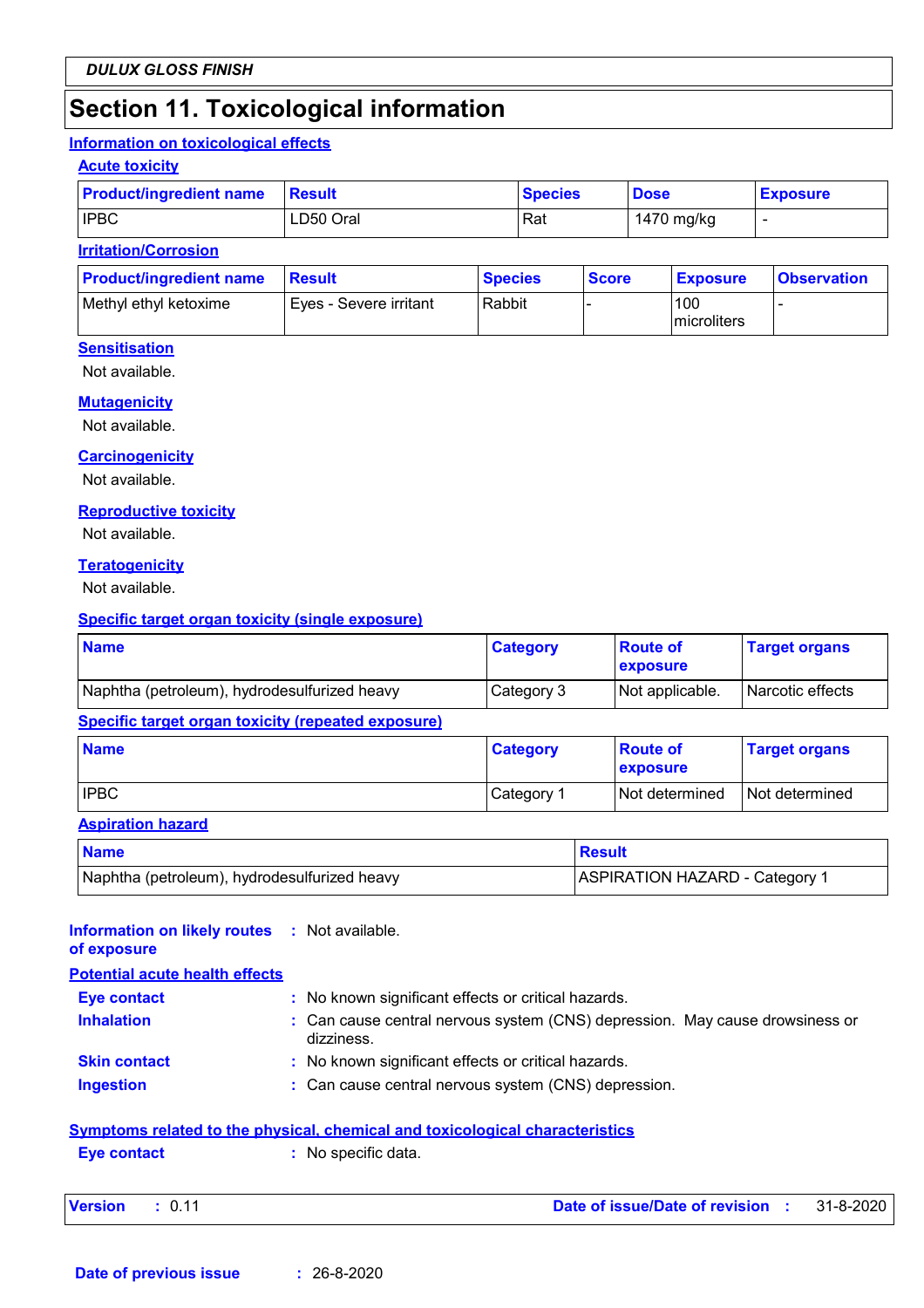# Section 11. Toxicological information

## Information on toxicological effects

### Acute toxicity

| Product/ingredient name | Result | Species | Dose | Exposure |
|---|---|---|---|---|
| IPBC | LD50 Oral | Rat | 1470 mg/kg | - |

### Irritation/Corrosion

| Product/ingredient name | Result | Species | Score | Exposure | Observation |
|---|---|---|---|---|---|
| Methyl ethyl ketoxime | Eyes - Severe irritant | Rabbit | - | 100 microliters | - |

### Sensitisation

Not available.

### Mutagenicity

Not available.

### Carcinogenicity

Not available.

### Reproductive toxicity

Not available.

### Teratogenicity

Not available.

### Specific target organ toxicity (single exposure)

| Name | Category | Route of exposure | Target organs |
|---|---|---|---|
| Naphtha (petroleum), hydrodesulfurized heavy | Category 3 | Not applicable. | Narcotic effects |

### Specific target organ toxicity (repeated exposure)

| Name | Category | Route of exposure | Target organs |
|---|---|---|---|
| IPBC | Category 1 | Not determined | Not determined |

### Aspiration hazard

| Name | Result |
|---|---|
| Naphtha (petroleum), hydrodesulfurized heavy | ASPIRATION HAZARD - Category 1 |

**Information on likely routes of exposure** : Not available.

## Potential acute health effects

**Eye contact** : No known significant effects or critical hazards.

**Inhalation** : Can cause central nervous system (CNS) depression. May cause drowsiness or dizziness.

**Skin contact** : No known significant effects or critical hazards.

**Ingestion** : Can cause central nervous system (CNS) depression.

## Symptoms related to the physical, chemical and toxicological characteristics

**Eye contact** : No specific data.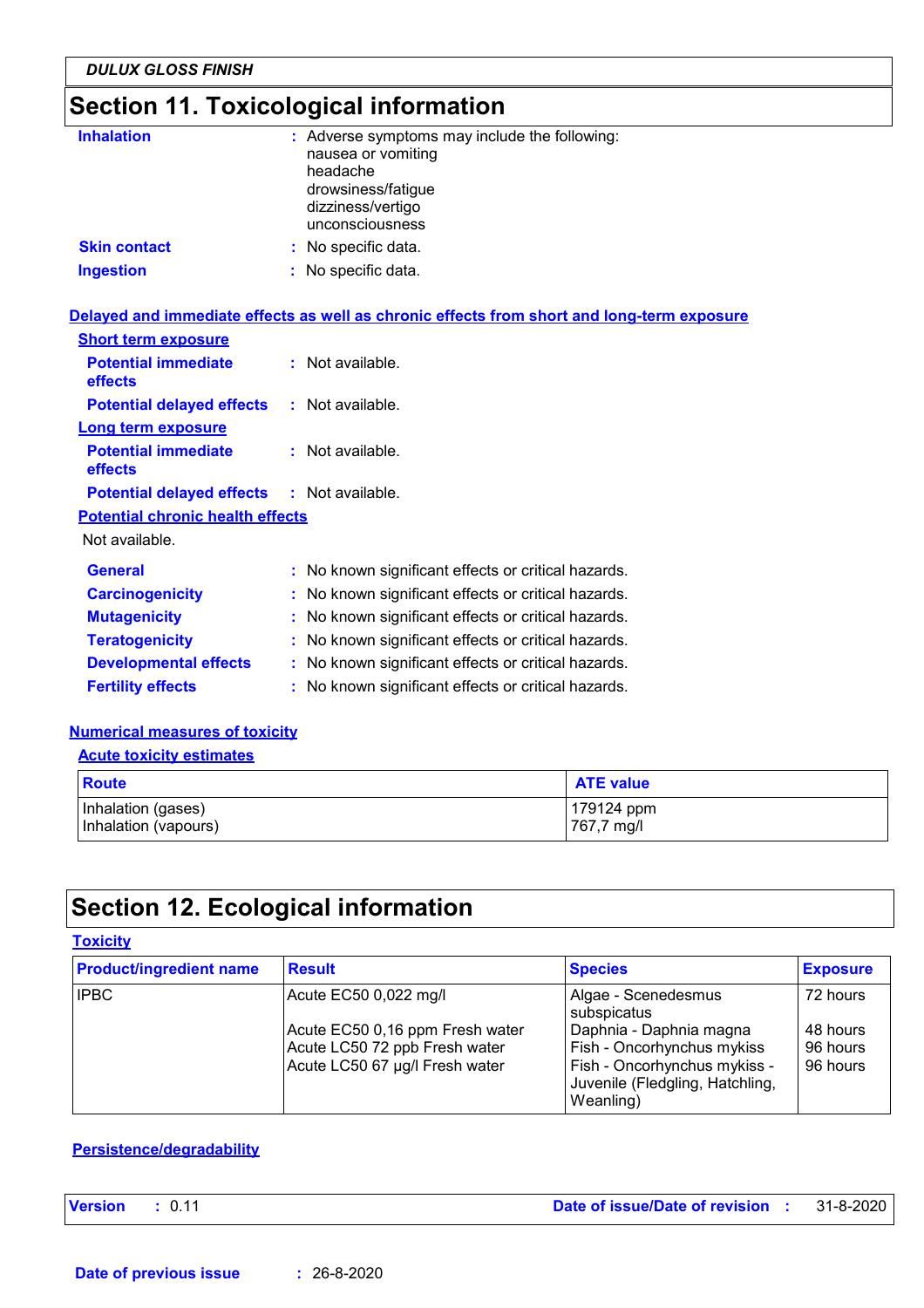## Section 11. Toxicological information

**Inhalation** : Adverse symptoms may include the following:
nausea or vomiting
headache
drowsiness/fatigue
dizziness/vertigo
unconsciousness

**Skin contact** : No specific data.

**Ingestion** : No specific data.

### Delayed and immediate effects as well as chronic effects from short and long-term exposure

**Short term exposure**

**Potential immediate effects** : Not available.

**Potential delayed effects** : Not available.

**Long term exposure**

**Potential immediate effects** : Not available.

**Potential delayed effects** : Not available.

**Potential chronic health effects**

Not available.

**General** : No known significant effects or critical hazards.

**Carcinogenicity** : No known significant effects or critical hazards.

**Mutagenicity** : No known significant effects or critical hazards.

**Teratogenicity** : No known significant effects or critical hazards.

**Developmental effects** : No known significant effects or critical hazards.

**Fertility effects** : No known significant effects or critical hazards.

### Numerical measures of toxicity

**Acute toxicity estimates**

| Route | ATE value |
|---|---|
| Inhalation (gases)<br>Inhalation (vapours) | 179124 ppm<br>767,7 mg/l |

## Section 12. Ecological information

### Toxicity

| Product/ingredient name | Result | Species | Exposure |
|---|---|---|---|
| IPBC | Acute EC50 0,022 mg/l | Algae - Scenedesmus subspicatus | 72 hours |
| | Acute EC50 0,16 ppm Fresh water | Daphnia - Daphnia magna | 48 hours |
| | Acute LC50 72 ppb Fresh water | Fish - Oncorhynchus mykiss | 96 hours |
| | Acute LC50 67 µg/l Fresh water | Fish - Oncorhynchus mykiss - Juvenile (Fledgling, Hatchling, Weanling) | 96 hours |

### Persistence/degradability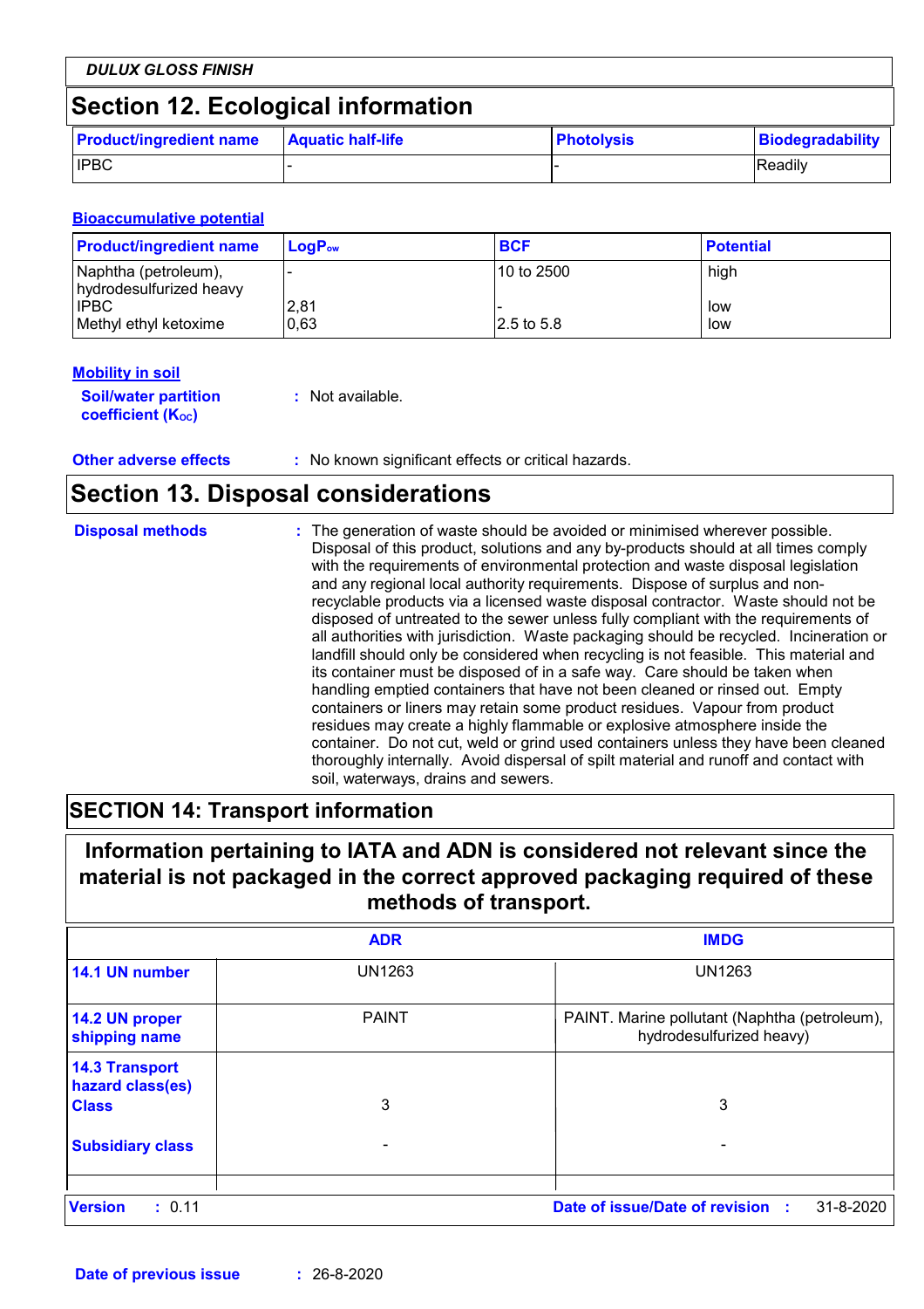## Section 12. Ecological information

| Product/ingredient name | Aquatic half-life | Photolysis | Biodegradability |
|---|---|---|---|
| IPBC | - | - | Readily |

**Bioaccumulative potential**

| Product/ingredient name | $LogP_{ow}$ | BCF | Potential |
|---|---|---|---|
| Naphtha (petroleum), hydrodesulfurized heavy | - | 10 to 2500 | high |
| IPBC | 2,81 | - | low |
| Methyl ethyl ketoxime | 0,63 | 2.5 to 5.8 | low |

**Mobility in soil**

**Soil/water partition coefficient ($K_{OC}$)** : Not available.

**Other adverse effects** : No known significant effects or critical hazards.

## Section 13. Disposal considerations

**Disposal methods** : The generation of waste should be avoided or minimised wherever possible. Disposal of this product, solutions and any by-products should at all times comply with the requirements of environmental protection and waste disposal legislation and any regional local authority requirements. Dispose of surplus and non-recyclable products via a licensed waste disposal contractor. Waste should not be disposed of untreated to the sewer unless fully compliant with the requirements of all authorities with jurisdiction. Waste packaging should be recycled. Incineration or landfill should only be considered when recycling is not feasible. This material and its container must be disposed of in a safe way. Care should be taken when handling emptied containers that have not been cleaned or rinsed out. Empty containers or liners may retain some product residues. Vapour from product residues may create a highly flammable or explosive atmosphere inside the container. Do not cut, weld or grind used containers unless they have been cleaned thoroughly internally. Avoid dispersal of spilt material and runoff and contact with soil, waterways, drains and sewers.

## SECTION 14: Transport information

**Information pertaining to IATA and ADN is considered not relevant since the material is not packaged in the correct approved packaging required of these methods of transport.**

| | ADR | IMDG |
|---|---|---|
| **14.1 UN number** | UN1263 | UN1263 |
| **14.2 UN proper shipping name** | PAINT | PAINT. Marine pollutant (Naphtha (petroleum), hydrodesulfurized heavy) |
| **14.3 Transport hazard class(es)** | | |
| **Class** | 3 | 3 |
| **Subsidiary class** | - | - |

**Version** : 0.11

**Date of issue/Date of revision** : 31-8-2020

**Date of previous issue** : 26-8-2020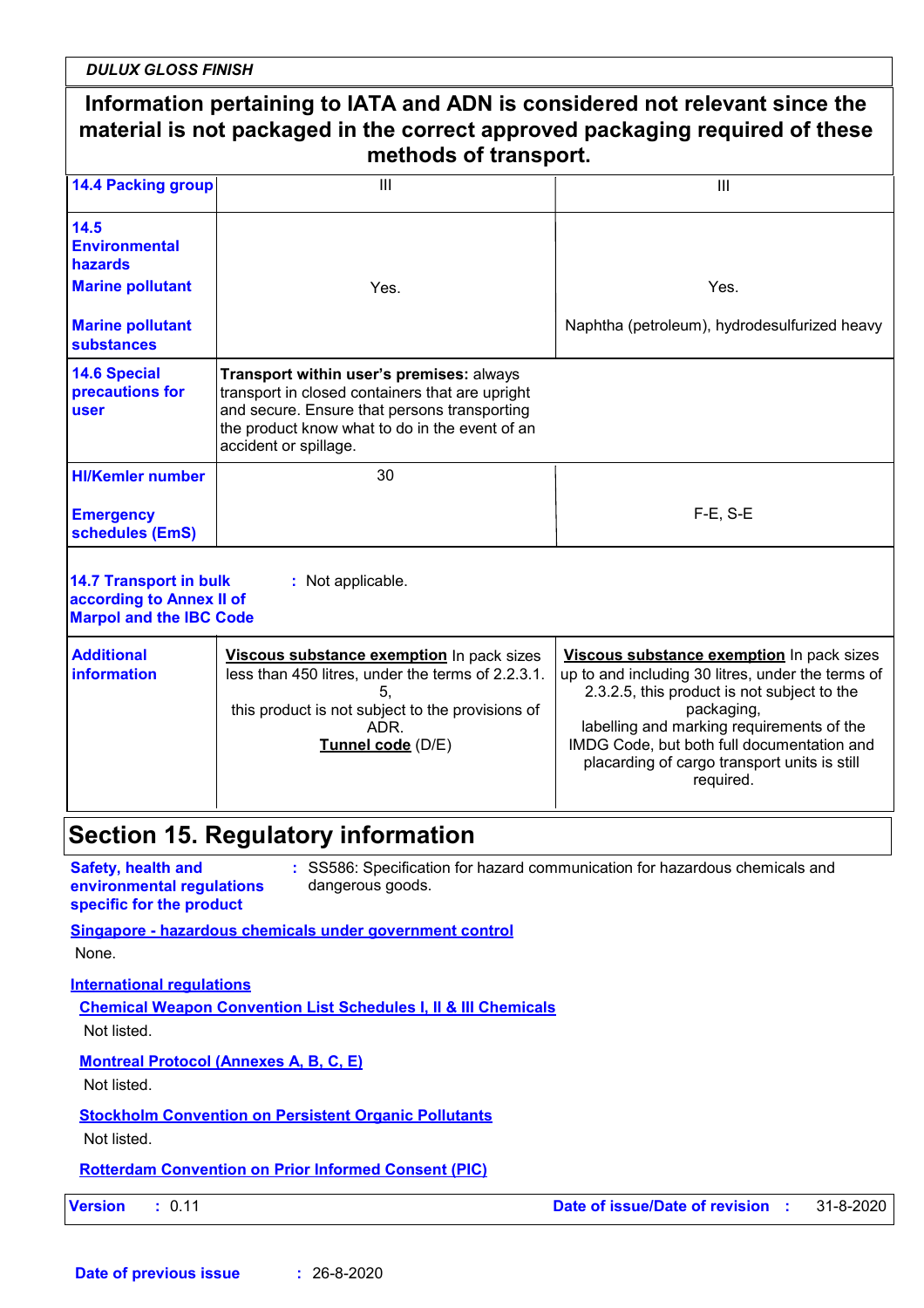**Information pertaining to IATA and ADN is considered not relevant since the material is not packaged in the correct approved packaging required of these methods of transport.**

| | | |
|---|---|---|
| **14.4 Packing group** | III | III |
| **14.5 Environmental hazards** **Marine pollutant** **Marine pollutant substances** | Yes. | Yes. Naphtha (petroleum), hydrodesulfurized heavy |
| **14.6 Special precautions for user** | **Transport within user's premises:** always transport in closed containers that are upright and secure. Ensure that persons transporting the product know what to do in the event of an accident or spillage. | |
| **HI/Kemler number** **Emergency schedules (EmS)** | 30 | F-E, S-E |

**14.7 Transport in bulk according to Annex II of Marpol and the IBC Code** : Not applicable.

| | | |
|---|---|---|
| **Additional information** | **Viscous substance exemption** In pack sizes less than 450 litres, under the terms of 2.2.3.1.5, this product is not subject to the provisions of ADR. **Tunnel code** (D/E) | **Viscous substance exemption** In pack sizes up to and including 30 litres, under the terms of 2.3.2.5, this product is not subject to the packaging, labelling and marking requirements of the IMDG Code, but both full documentation and placarding of cargo transport units is still required. |

## Section 15. Regulatory information

**Safety, health and environmental regulations specific for the product** : SS586: Specification for hazard communication for hazardous chemicals and dangerous goods.

**Singapore - hazardous chemicals under government control**

None.

**International regulations**

**Chemical Weapon Convention List Schedules I, II & III Chemicals**

Not listed.

**Montreal Protocol (Annexes A, B, C, E)**

Not listed.

**Stockholm Convention on Persistent Organic Pollutants**

Not listed.

**Rotterdam Convention on Prior Informed Consent (PIC)**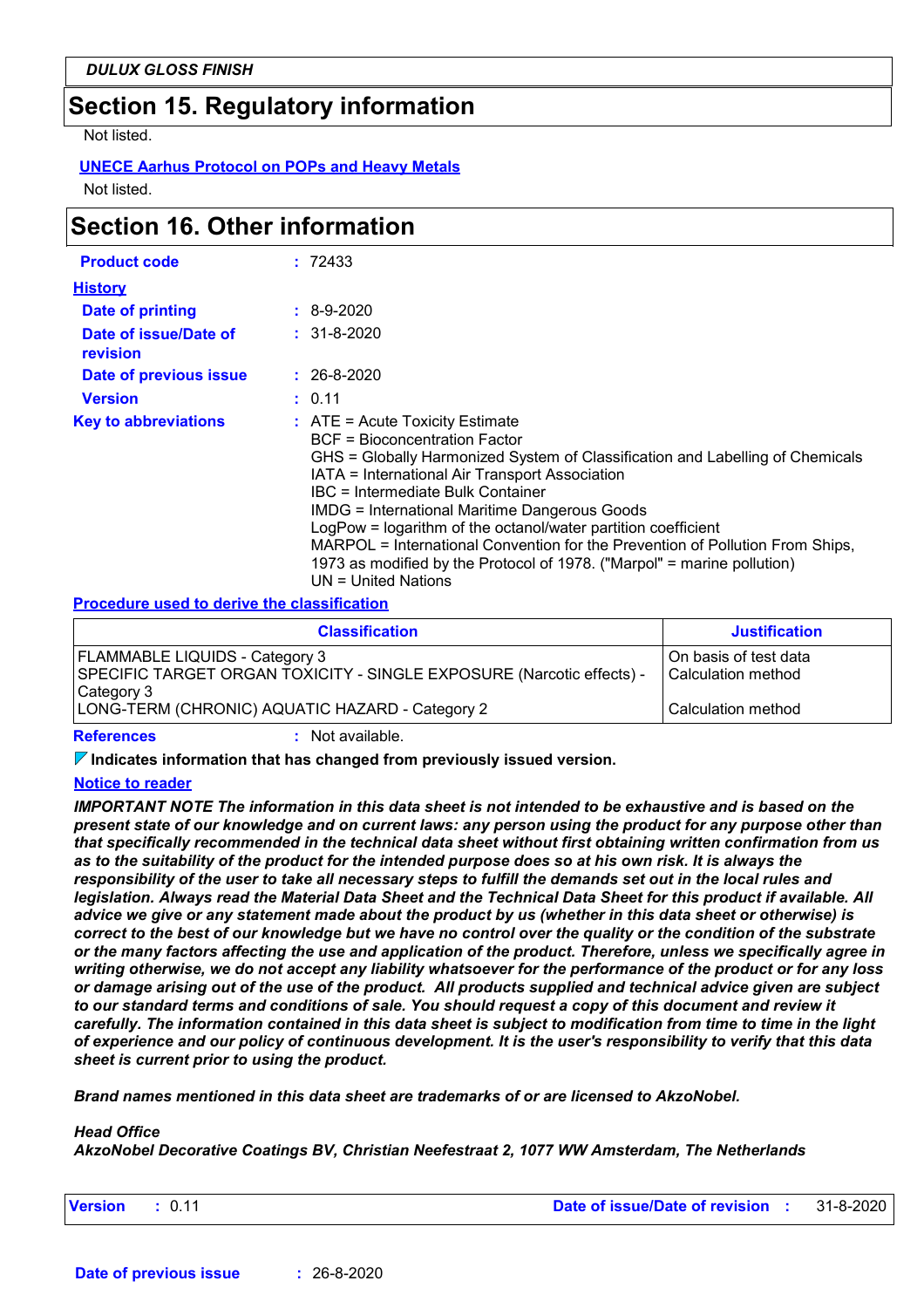## Section 15. Regulatory information

Not listed.

**UNECE Aarhus Protocol on POPs and Heavy Metals**

Not listed.

## Section 16. Other information

**Product code** : 72433

**History**

**Date of printing** : 8-9-2020

**Date of issue/Date of revision** : 31-8-2020

**Date of previous issue** : 26-8-2020

**Version** : 0.11

**Key to abbreviations** :
ATE = Acute Toxicity Estimate
BCF = Bioconcentration Factor
GHS = Globally Harmonized System of Classification and Labelling of Chemicals
IATA = International Air Transport Association
IBC = Intermediate Bulk Container
IMDG = International Maritime Dangerous Goods
LogPow = logarithm of the octanol/water partition coefficient
MARPOL = International Convention for the Prevention of Pollution From Ships, 1973 as modified by the Protocol of 1978. ("Marpol" = marine pollution)
UN = United Nations

**Procedure used to derive the classification**

| Classification | Justification |
|---|---|
| FLAMMABLE LIQUIDS - Category 3 | On basis of test data |
| SPECIFIC TARGET ORGAN TOXICITY - SINGLE EXPOSURE (Narcotic effects) - Category 3 | Calculation method |
| LONG-TERM (CHRONIC) AQUATIC HAZARD - Category 2 | Calculation method |

**References** : Not available.

**Indicates information that has changed from previously issued version.**

**Notice to reader**

***IMPORTANT NOTE The information in this data sheet is not intended to be exhaustive and is based on the present state of our knowledge and on current laws: any person using the product for any purpose other than that specifically recommended in the technical data sheet without first obtaining written confirmation from us as to the suitability of the product for the intended purpose does so at his own risk. It is always the responsibility of the user to take all necessary steps to fulfill the demands set out in the local rules and legislation. Always read the Material Data Sheet and the Technical Data Sheet for this product if available. All advice we give or any statement made about the product by us (whether in this data sheet or otherwise) is correct to the best of our knowledge but we have no control over the quality or the condition of the substrate or the many factors affecting the use and application of the product. Therefore, unless we specifically agree in writing otherwise, we do not accept any liability whatsoever for the performance of the product or for any loss or damage arising out of the use of the product. All products supplied and technical advice given are subject to our standard terms and conditions of sale. You should request a copy of this document and review it carefully. The information contained in this data sheet is subject to modification from time to time in the light of experience and our policy of continuous development. It is the user's responsibility to verify that this data sheet is current prior to using the product.***

***Brand names mentioned in this data sheet are trademarks of or are licensed to AkzoNobel.***

***Head Office***
***AkzoNobel Decorative Coatings BV, Christian Neefestraat 2, 1077 WW Amsterdam, The Netherlands***